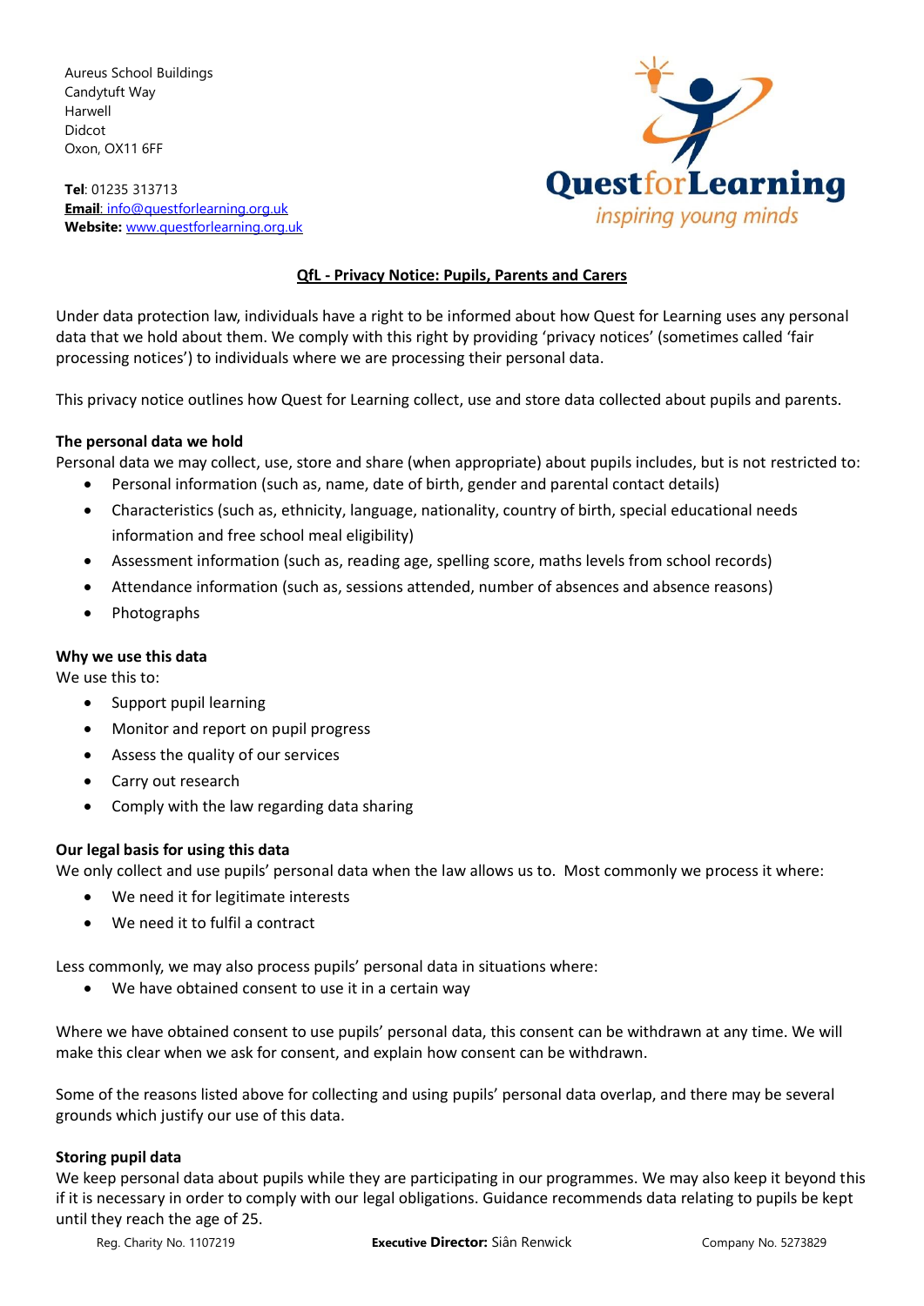Aureus School Buildings
Candytuft Way
Harwell
Didcot
Oxon, OX11 6FF

**Tel**: 01235 313713
**Email**: info@questforlearning.org.uk
**Website:** www.questforlearning.org.uk

QuestforLearning
*inspiring young minds*

## QfL - Privacy Notice: Pupils, Parents and Carers

Under data protection law, individuals have a right to be informed about how Quest for Learning uses any personal data that we hold about them. We comply with this right by providing 'privacy notices' (sometimes called 'fair processing notices') to individuals where we are processing their personal data.

This privacy notice outlines how Quest for Learning collect, use and store data collected about pupils and parents.

### The personal data we hold

Personal data we may collect, use, store and share (when appropriate) about pupils includes, but is not restricted to:

- Personal information (such as, name, date of birth, gender and parental contact details)
- Characteristics (such as, ethnicity, language, nationality, country of birth, special educational needs information and free school meal eligibility)
- Assessment information (such as, reading age, spelling score, maths levels from school records)
- Attendance information (such as, sessions attended, number of absences and absence reasons)
- Photographs

### Why we use this data

We use this to:

- Support pupil learning
- Monitor and report on pupil progress
- Assess the quality of our services
- Carry out research
- Comply with the law regarding data sharing

### Our legal basis for using this data

We only collect and use pupils' personal data when the law allows us to. Most commonly we process it where:

- We need it for legitimate interests
- We need it to fulfil a contract

Less commonly, we may also process pupils' personal data in situations where:

- We have obtained consent to use it in a certain way

Where we have obtained consent to use pupils' personal data, this consent can be withdrawn at any time. We will make this clear when we ask for consent, and explain how consent can be withdrawn.

Some of the reasons listed above for collecting and using pupils' personal data overlap, and there may be several grounds which justify our use of this data.

### Storing pupil data

We keep personal data about pupils while they are participating in our programmes. We may also keep it beyond this if it is necessary in order to comply with our legal obligations. Guidance recommends data relating to pupils be kept until they reach the age of 25.

Reg. Charity No. 1107219 | **Executive Director:** Siân Renwick | Company No. 5273829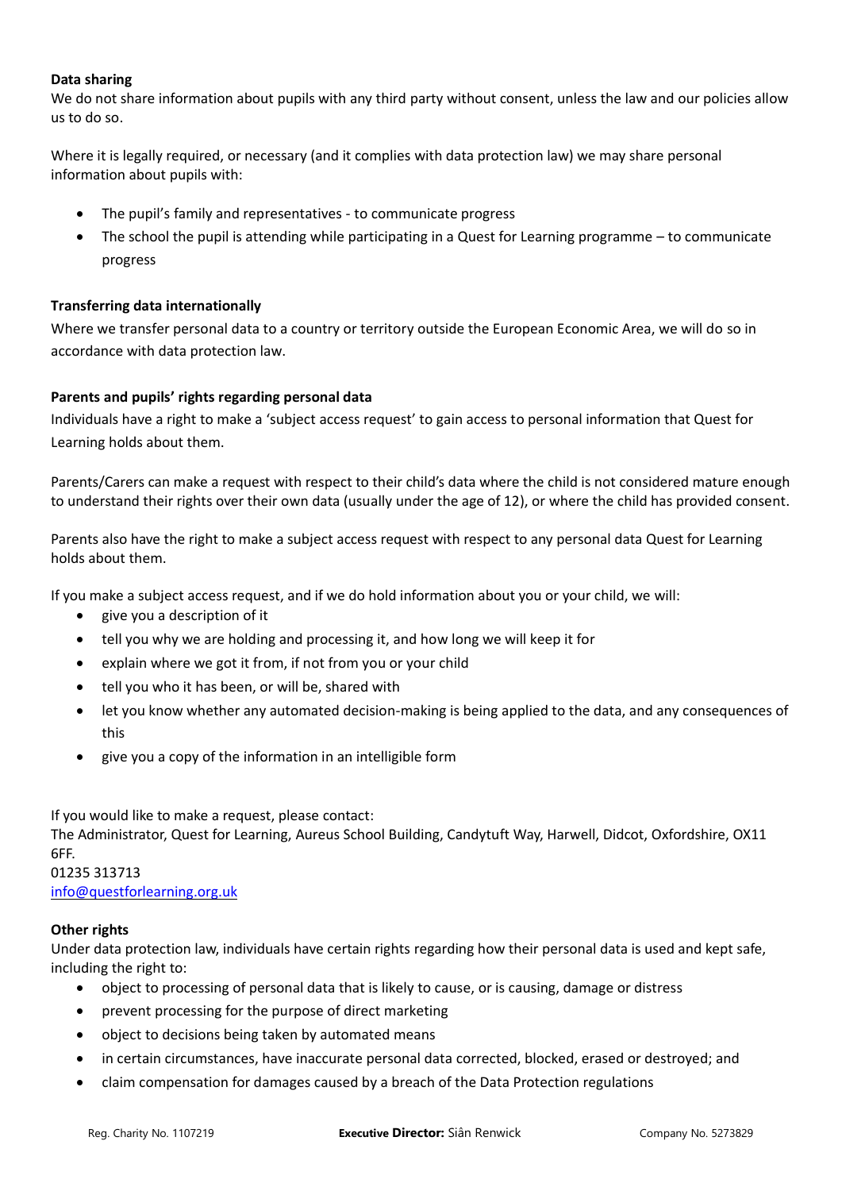**Data sharing**

We do not share information about pupils with any third party without consent, unless the law and our policies allow us to do so.

Where it is legally required, or necessary (and it complies with data protection law) we may share personal information about pupils with:

- The pupil's family and representatives - to communicate progress
- The school the pupil is attending while participating in a Quest for Learning programme – to communicate progress

**Transferring data internationally**

Where we transfer personal data to a country or territory outside the European Economic Area, we will do so in accordance with data protection law.

**Parents and pupils' rights regarding personal data**

Individuals have a right to make a 'subject access request' to gain access to personal information that Quest for Learning holds about them.

Parents/Carers can make a request with respect to their child's data where the child is not considered mature enough to understand their rights over their own data (usually under the age of 12), or where the child has provided consent.

Parents also have the right to make a subject access request with respect to any personal data Quest for Learning holds about them.

If you make a subject access request, and if we do hold information about you or your child, we will:

- give you a description of it
- tell you why we are holding and processing it, and how long we will keep it for
- explain where we got it from, if not from you or your child
- tell you who it has been, or will be, shared with
- let you know whether any automated decision-making is being applied to the data, and any consequences of this
- give you a copy of the information in an intelligible form

If you would like to make a request, please contact:
The Administrator, Quest for Learning, Aureus School Building, Candytuft Way, Harwell, Didcot, Oxfordshire, OX11 6FF.
01235 313713
info@questforlearning.org.uk

**Other rights**

Under data protection law, individuals have certain rights regarding how their personal data is used and kept safe, including the right to:

- object to processing of personal data that is likely to cause, or is causing, damage or distress
- prevent processing for the purpose of direct marketing
- object to decisions being taken by automated means
- in certain circumstances, have inaccurate personal data corrected, blocked, erased or destroyed; and
- claim compensation for damages caused by a breach of the Data Protection regulations

Reg. Charity No. 1107219 **Executive Director:** Siân Renwick Company No. 5273829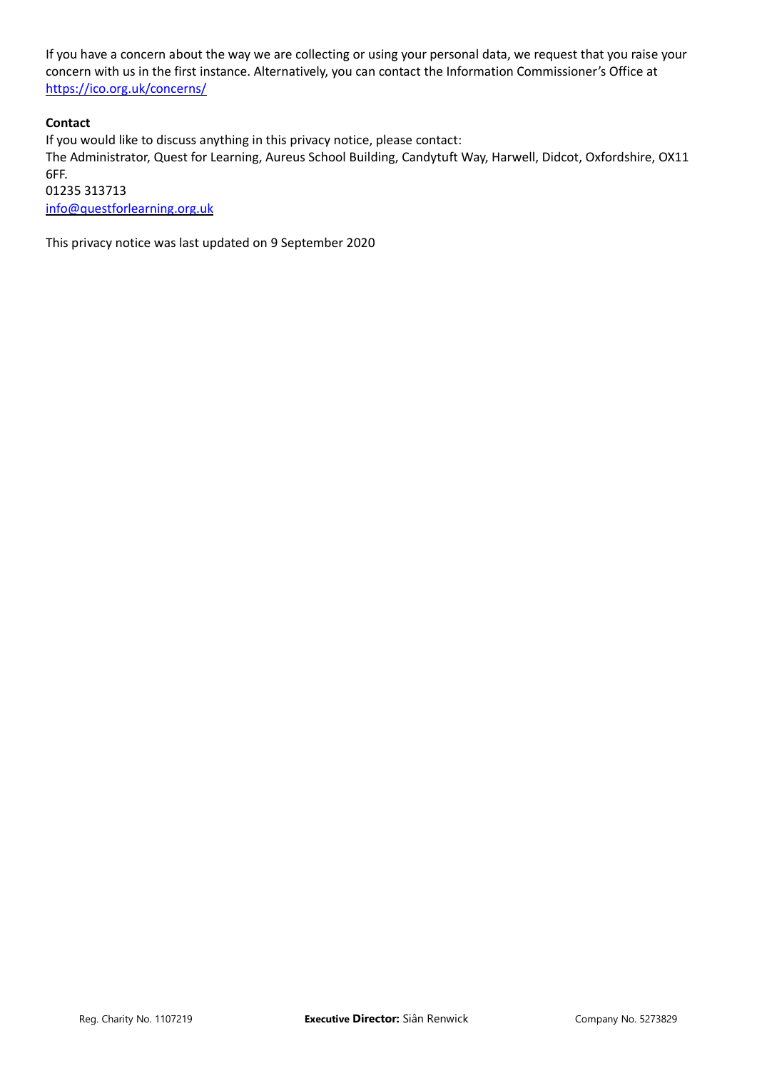If you have a concern about the way we are collecting or using your personal data, we request that you raise your concern with us in the first instance. Alternatively, you can contact the Information Commissioner's Office at [https://ico.org.uk/concerns/](https://ico.org.uk/concerns/)

**Contact**

If you would like to discuss anything in this privacy notice, please contact:
The Administrator, Quest for Learning, Aureus School Building, Candytuft Way, Harwell, Didcot, Oxfordshire, OX11 6FF.
01235 313713
[info@questforlearning.org.uk](mailto:info@questforlearning.org.uk)

This privacy notice was last updated on 9 September 2020